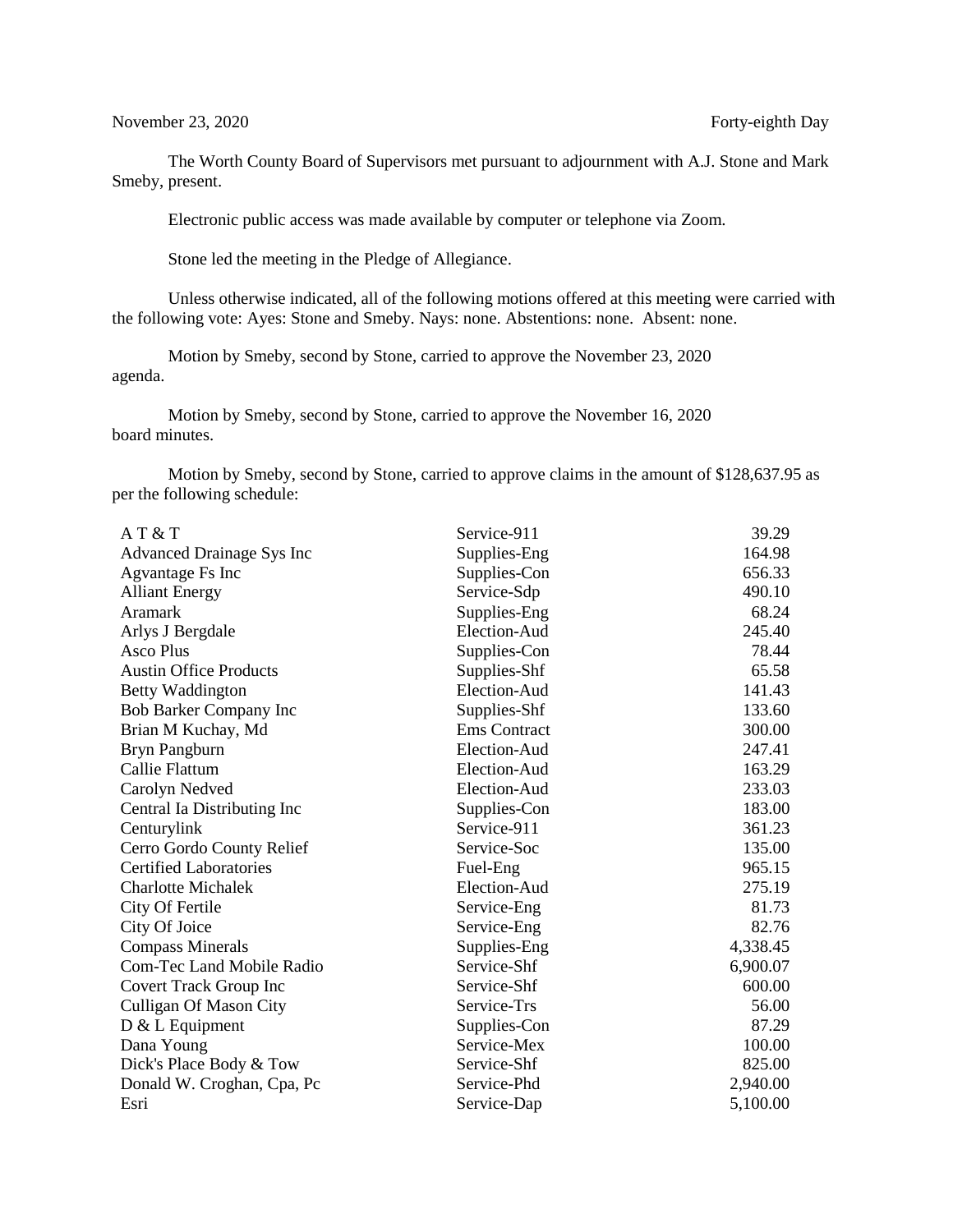November 23, 2020 Forty-eighth Day

The Worth County Board of Supervisors met pursuant to adjournment with A.J. Stone and Mark Smeby, present.

Electronic public access was made available by computer or telephone via Zoom.

Stone led the meeting in the Pledge of Allegiance.

Unless otherwise indicated, all of the following motions offered at this meeting were carried with the following vote: Ayes: Stone and Smeby. Nays: none. Abstentions: none. Absent: none.

Motion by Smeby, second by Stone, carried to approve the November 23, 2020 agenda.

Motion by Smeby, second by Stone, carried to approve the November 16, 2020 board minutes.

Motion by Smeby, second by Stone, carried to approve claims in the amount of $128,637.95 as per the following schedule:

| | | |
|---|---|---|
| A T & T | Service-911 | 39.29 |
| Advanced Drainage Sys Inc | Supplies-Eng | 164.98 |
| Agvantage Fs Inc | Supplies-Con | 656.33 |
| Alliant Energy | Service-Sdp | 490.10 |
| Aramark | Supplies-Eng | 68.24 |
| Arlys J Bergdale | Election-Aud | 245.40 |
| Asco Plus | Supplies-Con | 78.44 |
| Austin Office Products | Supplies-Shf | 65.58 |
| Betty Waddington | Election-Aud | 141.43 |
| Bob Barker Company Inc | Supplies-Shf | 133.60 |
| Brian M Kuchay, Md | Ems Contract | 300.00 |
| Bryn Pangburn | Election-Aud | 247.41 |
| Callie Flattum | Election-Aud | 163.29 |
| Carolyn Nedved | Election-Aud | 233.03 |
| Central Ia Distributing Inc | Supplies-Con | 183.00 |
| Centurylink | Service-911 | 361.23 |
| Cerro Gordo County Relief | Service-Soc | 135.00 |
| Certified Laboratories | Fuel-Eng | 965.15 |
| Charlotte Michalek | Election-Aud | 275.19 |
| City Of Fertile | Service-Eng | 81.73 |
| City Of Joice | Service-Eng | 82.76 |
| Compass Minerals | Supplies-Eng | 4,338.45 |
| Com-Tec Land Mobile Radio | Service-Shf | 6,900.07 |
| Covert Track Group Inc | Service-Shf | 600.00 |
| Culligan Of Mason City | Service-Trs | 56.00 |
| D & L Equipment | Supplies-Con | 87.29 |
| Dana Young | Service-Mex | 100.00 |
| Dick's Place Body & Tow | Service-Shf | 825.00 |
| Donald W. Croghan, Cpa, Pc | Service-Phd | 2,940.00 |
| Esri | Service-Dap | 5,100.00 |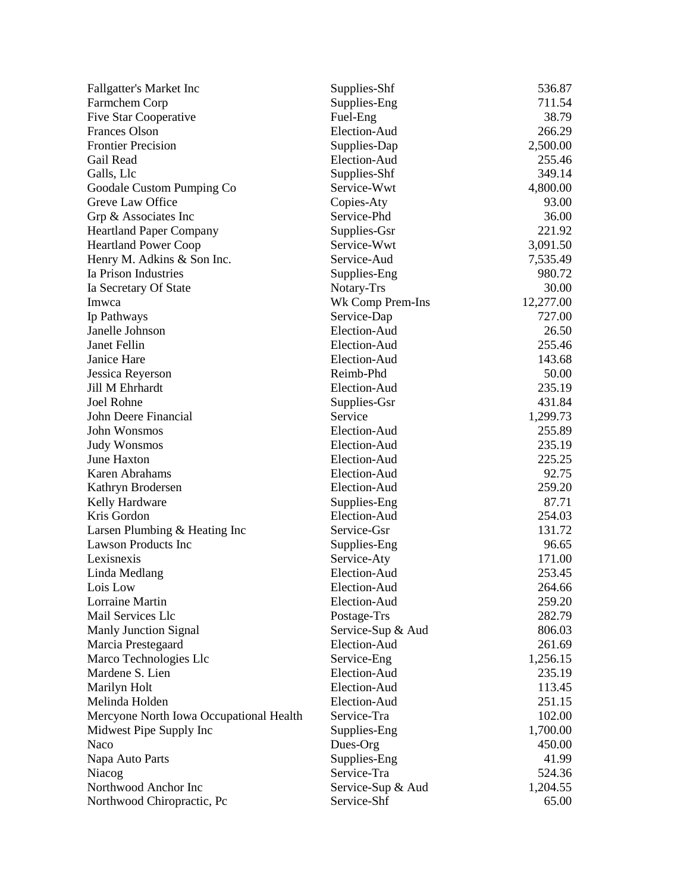| | | |
|---|---|---|
| Fallgatter's Market Inc | Supplies-Shf | 536.87 |
| Farmchem Corp | Supplies-Eng | 711.54 |
| Five Star Cooperative | Fuel-Eng | 38.79 |
| Frances Olson | Election-Aud | 266.29 |
| Frontier Precision | Supplies-Dap | 2,500.00 |
| Gail Read | Election-Aud | 255.46 |
| Galls, Llc | Supplies-Shf | 349.14 |
| Goodale Custom Pumping Co | Service-Wwt | 4,800.00 |
| Greve Law Office | Copies-Aty | 93.00 |
| Grp & Associates Inc | Service-Phd | 36.00 |
| Heartland Paper Company | Supplies-Gsr | 221.92 |
| Heartland Power Coop | Service-Wwt | 3,091.50 |
| Henry M. Adkins & Son Inc. | Service-Aud | 7,535.49 |
| Ia Prison Industries | Supplies-Eng | 980.72 |
| Ia Secretary Of State | Notary-Trs | 30.00 |
| Imwca | Wk Comp Prem-Ins | 12,277.00 |
| Ip Pathways | Service-Dap | 727.00 |
| Janelle Johnson | Election-Aud | 26.50 |
| Janet Fellin | Election-Aud | 255.46 |
| Janice Hare | Election-Aud | 143.68 |
| Jessica Reyerson | Reimb-Phd | 50.00 |
| Jill M Ehrhardt | Election-Aud | 235.19 |
| Joel Rohne | Supplies-Gsr | 431.84 |
| John Deere Financial | Service | 1,299.73 |
| John Wonsmos | Election-Aud | 255.89 |
| Judy Wonsmos | Election-Aud | 235.19 |
| June Haxton | Election-Aud | 225.25 |
| Karen Abrahams | Election-Aud | 92.75 |
| Kathryn Brodersen | Election-Aud | 259.20 |
| Kelly Hardware | Supplies-Eng | 87.71 |
| Kris Gordon | Election-Aud | 254.03 |
| Larsen Plumbing & Heating Inc | Service-Gsr | 131.72 |
| Lawson Products Inc | Supplies-Eng | 96.65 |
| Lexisnexis | Service-Aty | 171.00 |
| Linda Medlang | Election-Aud | 253.45 |
| Lois Low | Election-Aud | 264.66 |
| Lorraine Martin | Election-Aud | 259.20 |
| Mail Services Llc | Postage-Trs | 282.79 |
| Manly Junction Signal | Service-Sup & Aud | 806.03 |
| Marcia Prestegaard | Election-Aud | 261.69 |
| Marco Technologies Llc | Service-Eng | 1,256.15 |
| Mardene S. Lien | Election-Aud | 235.19 |
| Marilyn Holt | Election-Aud | 113.45 |
| Melinda Holden | Election-Aud | 251.15 |
| Mercyone North Iowa Occupational Health | Service-Tra | 102.00 |
| Midwest Pipe Supply Inc | Supplies-Eng | 1,700.00 |
| Naco | Dues-Org | 450.00 |
| Napa Auto Parts | Supplies-Eng | 41.99 |
| Niacog | Service-Tra | 524.36 |
| Northwood Anchor Inc | Service-Sup & Aud | 1,204.55 |
| Northwood Chiropractic, Pc | Service-Shf | 65.00 |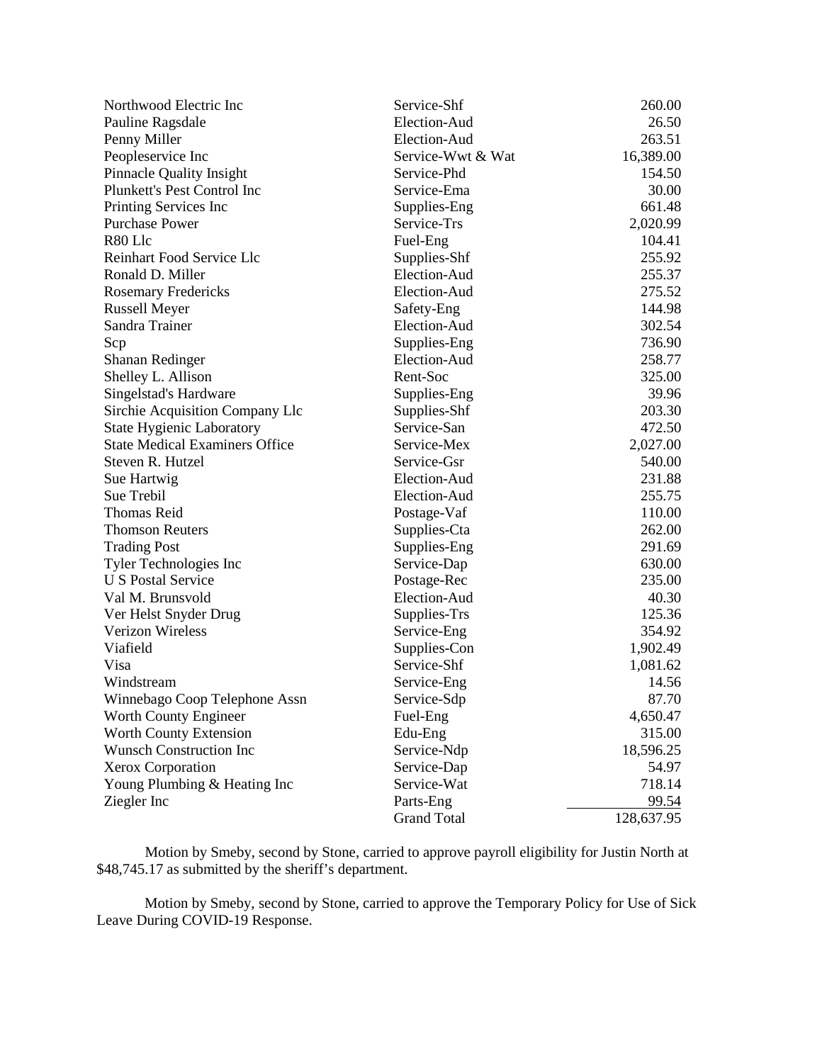| | | |
|---|---|---|
| Northwood Electric Inc | Service-Shf | 260.00 |
| Pauline Ragsdale | Election-Aud | 26.50 |
| Penny Miller | Election-Aud | 263.51 |
| Peopleservice Inc | Service-Wwt & Wat | 16,389.00 |
| Pinnacle Quality Insight | Service-Phd | 154.50 |
| Plunkett's Pest Control Inc | Service-Ema | 30.00 |
| Printing Services Inc | Supplies-Eng | 661.48 |
| Purchase Power | Service-Trs | 2,020.99 |
| R80 Llc | Fuel-Eng | 104.41 |
| Reinhart Food Service Llc | Supplies-Shf | 255.92 |
| Ronald D. Miller | Election-Aud | 255.37 |
| Rosemary Fredericks | Election-Aud | 275.52 |
| Russell Meyer | Safety-Eng | 144.98 |
| Sandra Trainer | Election-Aud | 302.54 |
| Scp | Supplies-Eng | 736.90 |
| Shanan Redinger | Election-Aud | 258.77 |
| Shelley L. Allison | Rent-Soc | 325.00 |
| Singelstad's Hardware | Supplies-Eng | 39.96 |
| Sirchie Acquisition Company Llc | Supplies-Shf | 203.30 |
| State Hygienic Laboratory | Service-San | 472.50 |
| State Medical Examiners Office | Service-Mex | 2,027.00 |
| Steven R. Hutzel | Service-Gsr | 540.00 |
| Sue Hartwig | Election-Aud | 231.88 |
| Sue Trebil | Election-Aud | 255.75 |
| Thomas Reid | Postage-Vaf | 110.00 |
| Thomson Reuters | Supplies-Cta | 262.00 |
| Trading Post | Supplies-Eng | 291.69 |
| Tyler Technologies Inc | Service-Dap | 630.00 |
| U S Postal Service | Postage-Rec | 235.00 |
| Val M. Brunsvold | Election-Aud | 40.30 |
| Ver Helst Snyder Drug | Supplies-Trs | 125.36 |
| Verizon Wireless | Service-Eng | 354.92 |
| Viafield | Supplies-Con | 1,902.49 |
| Visa | Service-Shf | 1,081.62 |
| Windstream | Service-Eng | 14.56 |
| Winnebago Coop Telephone Assn | Service-Sdp | 87.70 |
| Worth County Engineer | Fuel-Eng | 4,650.47 |
| Worth County Extension | Edu-Eng | 315.00 |
| Wunsch Construction Inc | Service-Ndp | 18,596.25 |
| Xerox Corporation | Service-Dap | 54.97 |
| Young Plumbing & Heating Inc | Service-Wat | 718.14 |
| Ziegler Inc | Parts-Eng | 99.54 |
| | Grand Total | 128,637.95 |

Motion by Smeby, second by Stone, carried to approve payroll eligibility for Justin North at $48,745.17 as submitted by the sheriff's department.

Motion by Smeby, second by Stone, carried to approve the Temporary Policy for Use of Sick Leave During COVID-19 Response.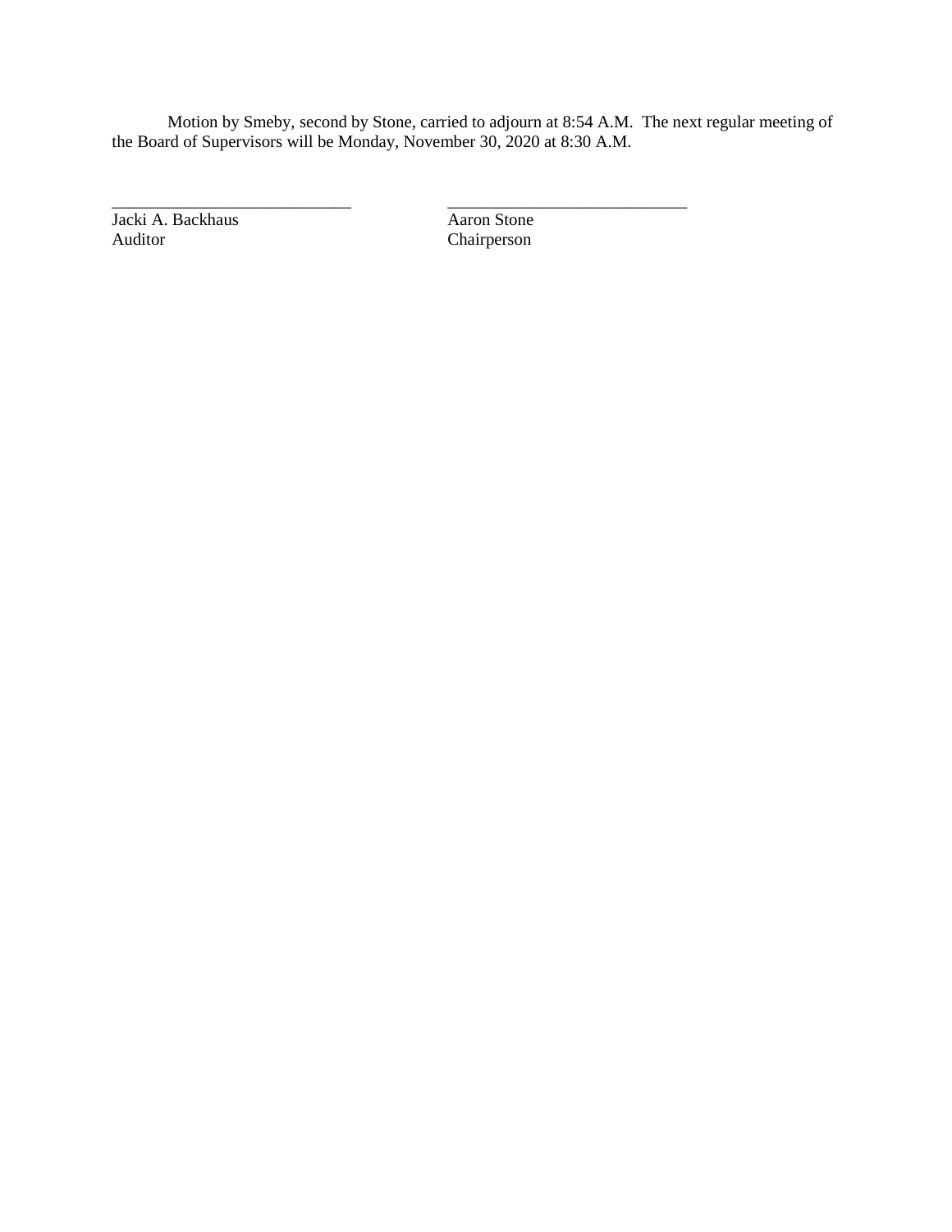Motion by Smeby, second by Stone, carried to adjourn at 8:54 A.M. The next regular meeting of the Board of Supervisors will be Monday, November 30, 2020 at 8:30 A.M.

| | |
|---|---|
| \_\_\_\_\_\_\_\_\_\_\_\_\_\_\_\_\_\_\_\_\_\_\_\_\_\_\_\_ | \_\_\_\_\_\_\_\_\_\_\_\_\_\_\_\_\_\_\_\_\_\_\_\_\_\_\_\_ |
| Jacki A. Backhaus | Aaron Stone |
| Auditor | Chairperson |